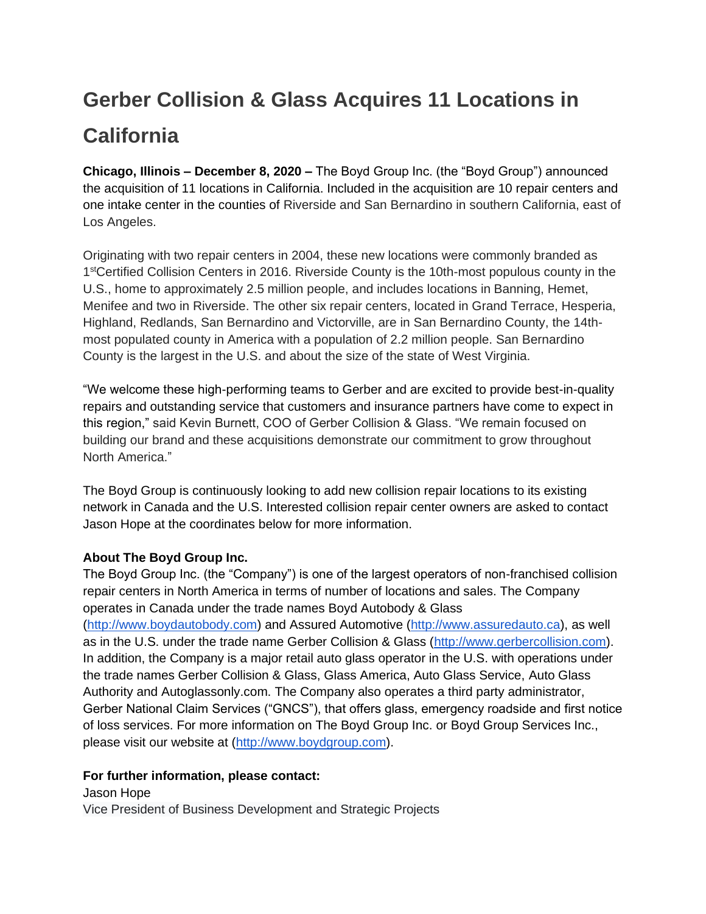# Gerber Collision & Glass Acquires 11 Locations in California

**Chicago, Illinois – December 8, 2020 –** The Boyd Group Inc. (the "Boyd Group") announced the acquisition of 11 locations in California. Included in the acquisition are 10 repair centers and one intake center in the counties of Riverside and San Bernardino in southern California, east of Los Angeles.

Originating with two repair centers in 2004, these new locations were commonly branded as 1st Certified Collision Centers in 2016. Riverside County is the 10th-most populous county in the U.S., home to approximately 2.5 million people, and includes locations in Banning, Hemet, Menifee and two in Riverside. The other six repair centers, located in Grand Terrace, Hesperia, Highland, Redlands, San Bernardino and Victorville, are in San Bernardino County, the 14th-most populated county in America with a population of 2.2 million people. San Bernardino County is the largest in the U.S. and about the size of the state of West Virginia.

"We welcome these high-performing teams to Gerber and are excited to provide best-in-quality repairs and outstanding service that customers and insurance partners have come to expect in this region," said Kevin Burnett, COO of Gerber Collision & Glass. "We remain focused on building our brand and these acquisitions demonstrate our commitment to grow throughout North America."

The Boyd Group is continuously looking to add new collision repair locations to its existing network in Canada and the U.S. Interested collision repair center owners are asked to contact Jason Hope at the coordinates below for more information.

**About The Boyd Group Inc.**

The Boyd Group Inc. (the "Company") is one of the largest operators of non-franchised collision repair centers in North America in terms of number of locations and sales. The Company operates in Canada under the trade names Boyd Autobody & Glass (http://www.boydautobody.com) and Assured Automotive (http://www.assuredauto.ca), as well as in the U.S. under the trade name Gerber Collision & Glass (http://www.gerbercollision.com). In addition, the Company is a major retail auto glass operator in the U.S. with operations under the trade names Gerber Collision & Glass, Glass America, Auto Glass Service, Auto Glass Authority and Autoglassonly.com. The Company also operates a third party administrator, Gerber National Claim Services ("GNCS"), that offers glass, emergency roadside and first notice of loss services. For more information on The Boyd Group Inc. or Boyd Group Services Inc., please visit our website at (http://www.boydgroup.com).

**For further information, please contact:**

Jason Hope
Vice President of Business Development and Strategic Projects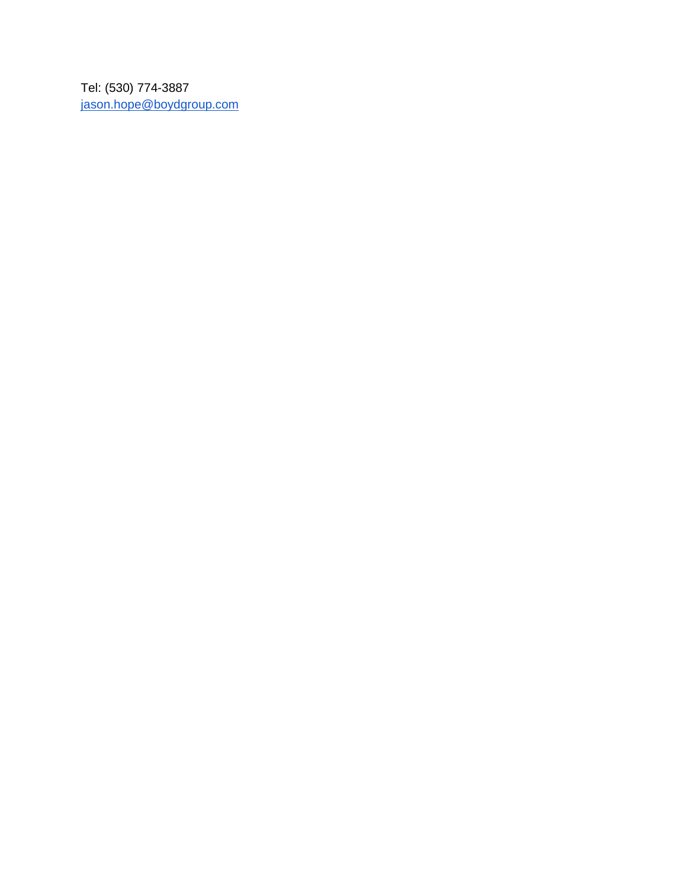Tel: (530) 774-3887
[jason.hope@boydgroup.com](mailto:jason.hope@boydgroup.com)